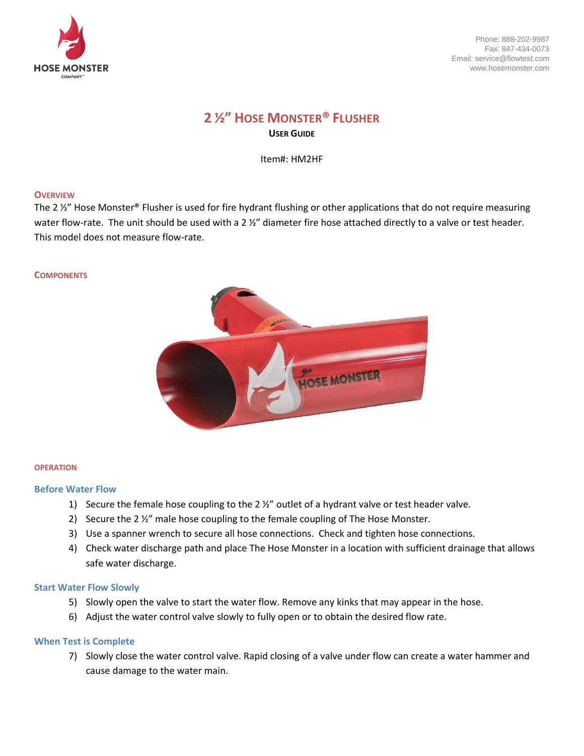HOSE MONSTER COMPANY

Phone: 888-202-9987
Fax: 847-434-0073
Email: service@flowtest.com
www.hosemonster.com

# 2 ½" Hose Monster® Flusher

**User Guide**

Item#: HM2HF

## Overview

The 2 ½" Hose Monster® Flusher is used for fire hydrant flushing or other applications that do not require measuring water flow-rate. The unit should be used with a 2 ½" diameter fire hose attached directly to a valve or test header. This model does not measure flow-rate.

## Components

## Operation

### Before Water Flow

1) Secure the female hose coupling to the 2 ½" outlet of a hydrant valve or test header valve.
2) Secure the 2 ½" male hose coupling to the female coupling of The Hose Monster.
3) Use a spanner wrench to secure all hose connections. Check and tighten hose connections.
4) Check water discharge path and place The Hose Monster in a location with sufficient drainage that allows safe water discharge.

### Start Water Flow Slowly

5) Slowly open the valve to start the water flow. Remove any kinks that may appear in the hose.
6) Adjust the water control valve slowly to fully open or to obtain the desired flow rate.

### When Test is Complete

7) Slowly close the water control valve. Rapid closing of a valve under flow can create a water hammer and cause damage to the water main.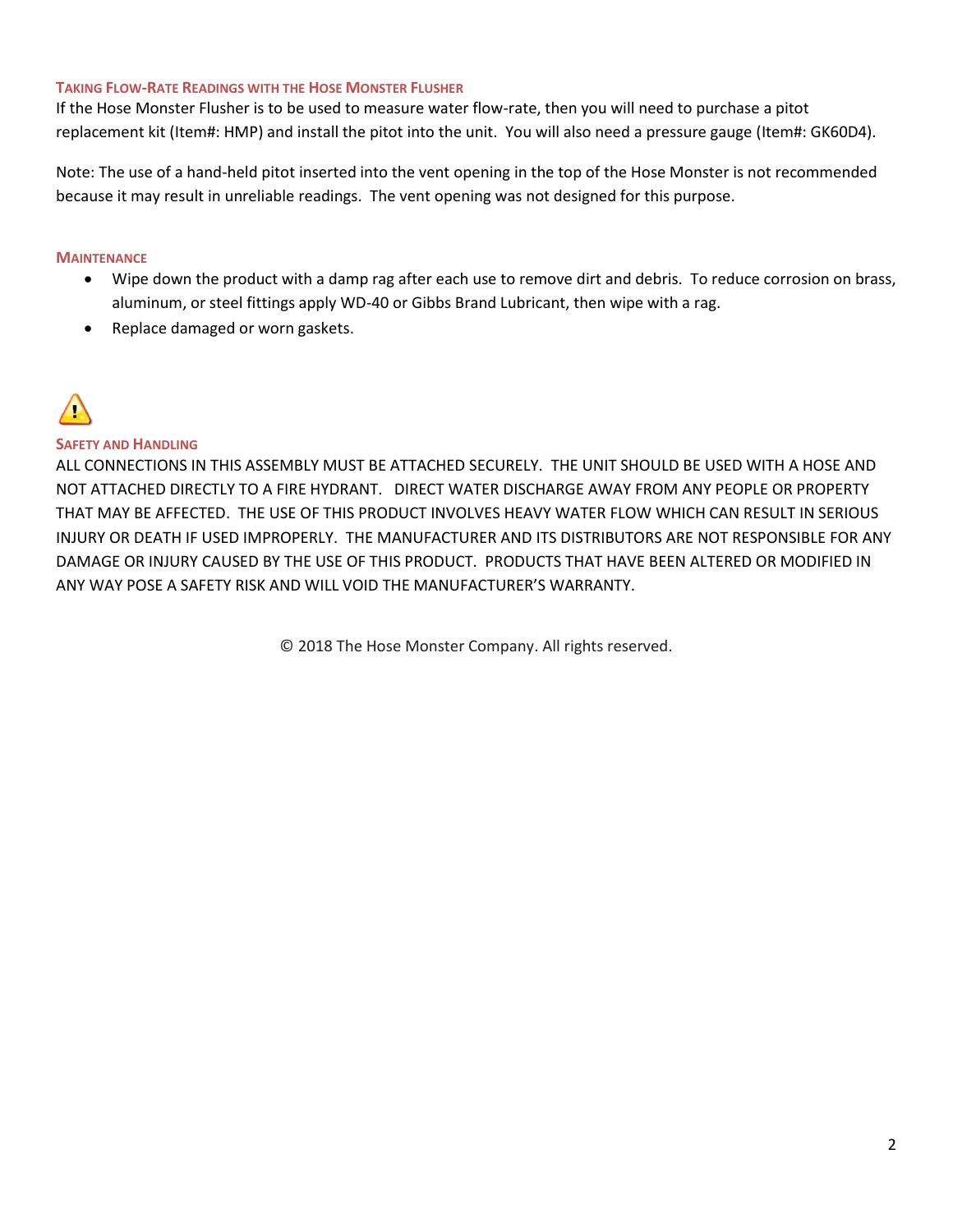## Taking Flow-Rate Readings with the Hose Monster Flusher

If the Hose Monster Flusher is to be used to measure water flow-rate, then you will need to purchase a pitot replacement kit (Item#: HMP) and install the pitot into the unit. You will also need a pressure gauge (Item#: GK60D4).

Note: The use of a hand-held pitot inserted into the vent opening in the top of the Hose Monster is not recommended because it may result in unreliable readings. The vent opening was not designed for this purpose.

## Maintenance

- Wipe down the product with a damp rag after each use to remove dirt and debris. To reduce corrosion on brass, aluminum, or steel fittings apply WD-40 or Gibbs Brand Lubricant, then wipe with a rag.
- Replace damaged or worn gaskets.

## Safety and Handling

ALL CONNECTIONS IN THIS ASSEMBLY MUST BE ATTACHED SECURELY. THE UNIT SHOULD BE USED WITH A HOSE AND NOT ATTACHED DIRECTLY TO A FIRE HYDRANT. DIRECT WATER DISCHARGE AWAY FROM ANY PEOPLE OR PROPERTY THAT MAY BE AFFECTED. THE USE OF THIS PRODUCT INVOLVES HEAVY WATER FLOW WHICH CAN RESULT IN SERIOUS INJURY OR DEATH IF USED IMPROPERLY. THE MANUFACTURER AND ITS DISTRIBUTORS ARE NOT RESPONSIBLE FOR ANY DAMAGE OR INJURY CAUSED BY THE USE OF THIS PRODUCT. PRODUCTS THAT HAVE BEEN ALTERED OR MODIFIED IN ANY WAY POSE A SAFETY RISK AND WILL VOID THE MANUFACTURER'S WARRANTY.

© 2018 The Hose Monster Company. All rights reserved.